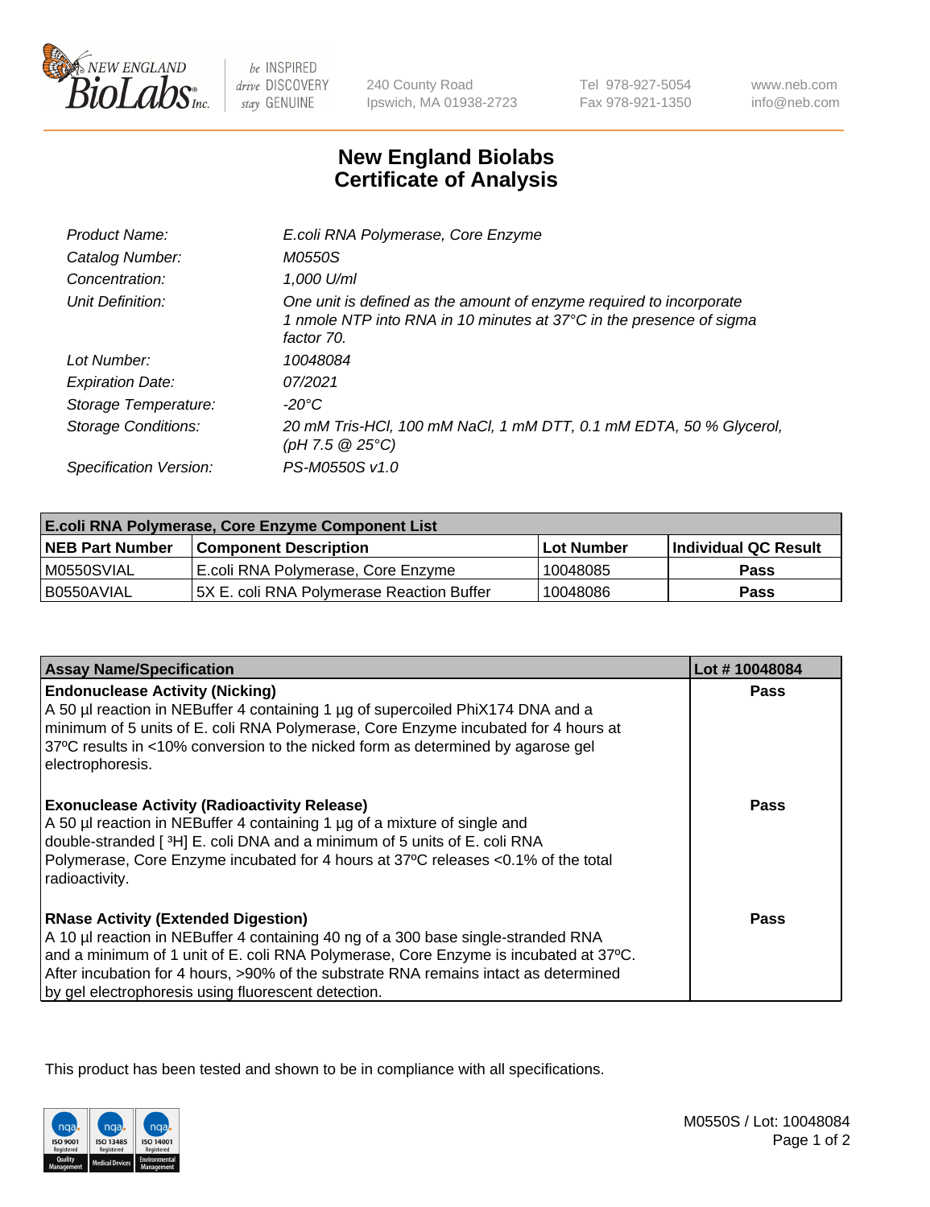# New England Biolabs Certificate of Analysis

| | |
|---|---|
| Product Name: | *E.coli RNA Polymerase, Core Enzyme* |
| Catalog Number: | *M0550S* |
| Concentration: | *1,000 U/ml* |
| Unit Definition: | *One unit is defined as the amount of enzyme required to incorporate 1 nmole NTP into RNA in 10 minutes at 37°C in the presence of sigma factor 70.* |
| Lot Number: | *10048084* |
| Expiration Date: | *07/2021* |
| Storage Temperature: | *-20°C* |
| Storage Conditions: | *20 mM Tris-HCl, 100 mM NaCl, 1 mM DTT, 0.1 mM EDTA, 50 % Glycerol, (pH 7.5 @ 25°C)* |
| Specification Version: | *PS-M0550S v1.0* |

| E.coli RNA Polymerase, Core Enzyme Component List | | | |
|---|---|---|---|
| **NEB Part Number** | **Component Description** | **Lot Number** | **Individual QC Result** |
| M0550SVIAL | E.coli RNA Polymerase, Core Enzyme | 10048085 | **Pass** |
| B0550AVIAL | 5X E. coli RNA Polymerase Reaction Buffer | 10048086 | **Pass** |

| Assay Name/Specification | Lot # 10048084 |
|---|---|
| **Endonuclease Activity (Nicking)**<br>A 50 µl reaction in NEBuffer 4 containing 1 µg of supercoiled PhiX174 DNA and a minimum of 5 units of E. coli RNA Polymerase, Core Enzyme incubated for 4 hours at 37ºC results in <10% conversion to the nicked form as determined by agarose gel electrophoresis. | **Pass** |
| **Exonuclease Activity (Radioactivity Release)**<br>A 50 µl reaction in NEBuffer 4 containing 1 µg of a mixture of single and double-stranded [ $^{3}$H] E. coli DNA and a minimum of 5 units of E. coli RNA Polymerase, Core Enzyme incubated for 4 hours at 37ºC releases <0.1% of the total radioactivity. | **Pass** |
| **RNase Activity (Extended Digestion)**<br>A 10 µl reaction in NEBuffer 4 containing 40 ng of a 300 base single-stranded RNA and a minimum of 1 unit of E. coli RNA Polymerase, Core Enzyme is incubated at 37ºC. After incubation for 4 hours, >90% of the substrate RNA remains intact as determined by gel electrophoresis using fluorescent detection. | **Pass** |

This product has been tested and shown to be in compliance with all specifications.

M0550S / Lot: 10048084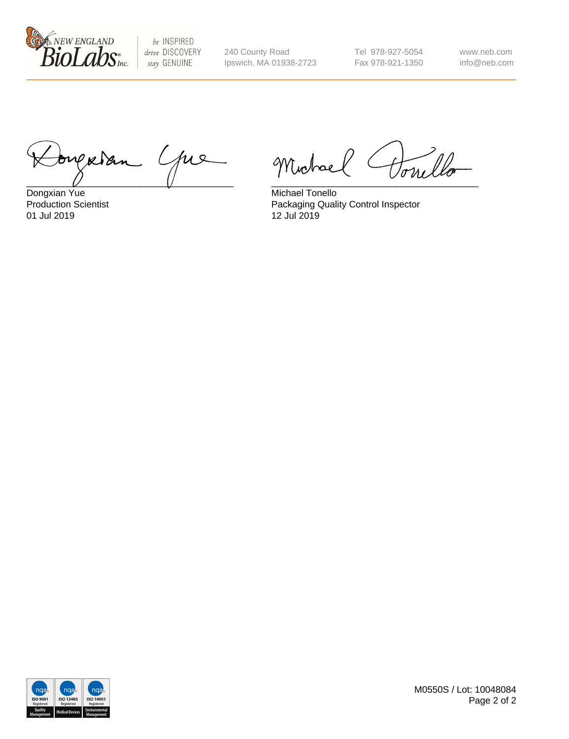NEW ENGLAND BioLabs Inc.

be INSPIRED
drive DISCOVERY
stay GENUINE

240 County Road
Ipswich, MA 01938-2723

Tel 978-927-5054
Fax 978-921-1350

www.neb.com
info@neb.com

Dongxian Yue
Production Scientist
01 Jul 2019

Michael Tonello
Packaging Quality Control Inspector
12 Jul 2019

nqa ISO 9001 Registered Quality Management
nqa ISO 13485 Registered Medical Devices
nqa ISO 14001 Registered Environmental Management

M0550S / Lot: 10048084